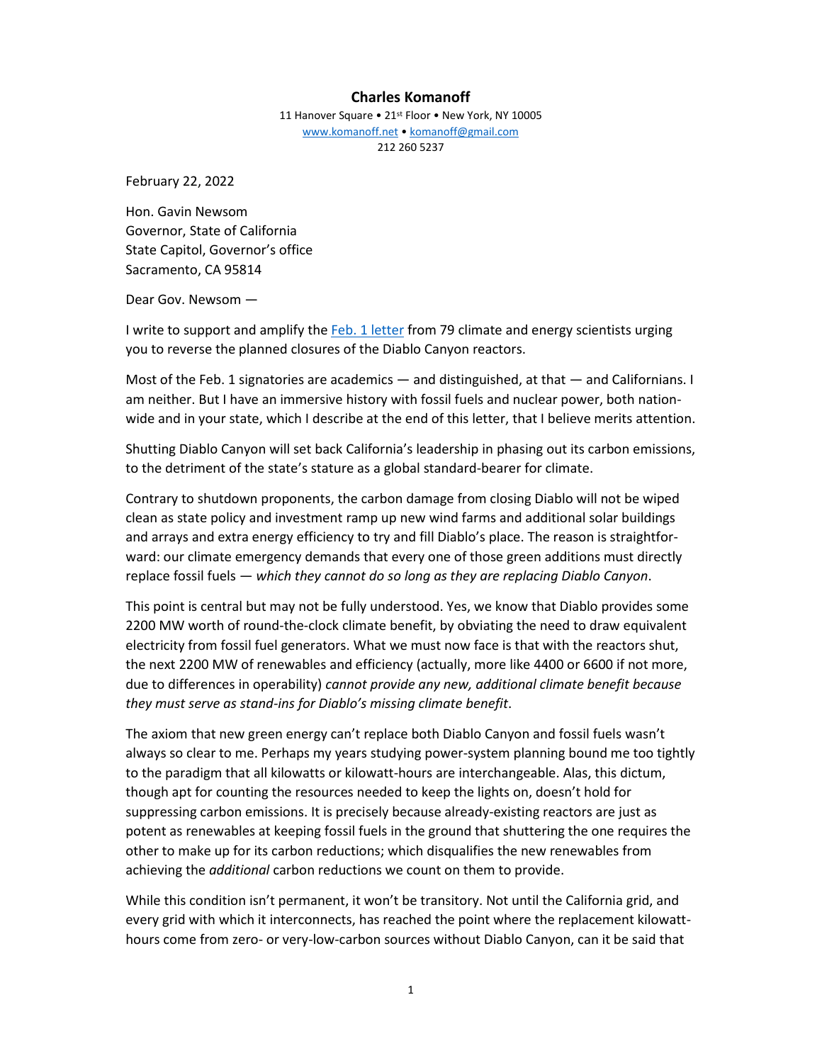**Charles Komanoff**

11 Hanover Square • 21st Floor • New York, NY 10005
www.komanoff.net • komanoff@gmail.com
212 260 5237

February 22, 2022

Hon. Gavin Newsom
Governor, State of California
State Capitol, Governor's office
Sacramento, CA 95814

Dear Gov. Newsom —

I write to support and amplify the Feb. 1 letter from 79 climate and energy scientists urging you to reverse the planned closures of the Diablo Canyon reactors.

Most of the Feb. 1 signatories are academics — and distinguished, at that — and Californians. I am neither. But I have an immersive history with fossil fuels and nuclear power, both nation-wide and in your state, which I describe at the end of this letter, that I believe merits attention.

Shutting Diablo Canyon will set back California's leadership in phasing out its carbon emissions, to the detriment of the state's stature as a global standard-bearer for climate.

Contrary to shutdown proponents, the carbon damage from closing Diablo will not be wiped clean as state policy and investment ramp up new wind farms and additional solar buildings and arrays and extra energy efficiency to try and fill Diablo's place. The reason is straightfor-ward: our climate emergency demands that every one of those green additions must directly replace fossil fuels — *which they cannot do so long as they are replacing Diablo Canyon*.

This point is central but may not be fully understood. Yes, we know that Diablo provides some 2200 MW worth of round-the-clock climate benefit, by obviating the need to draw equivalent electricity from fossil fuel generators. What we must now face is that with the reactors shut, the next 2200 MW of renewables and efficiency (actually, more like 4400 or 6600 if not more, due to differences in operability) *cannot provide any new, additional climate benefit because they must serve as stand-ins for Diablo's missing climate benefit*.

The axiom that new green energy can't replace both Diablo Canyon and fossil fuels wasn't always so clear to me. Perhaps my years studying power-system planning bound me too tightly to the paradigm that all kilowatts or kilowatt-hours are interchangeable. Alas, this dictum, though apt for counting the resources needed to keep the lights on, doesn't hold for suppressing carbon emissions. It is precisely because already-existing reactors are just as potent as renewables at keeping fossil fuels in the ground that shuttering the one requires the other to make up for its carbon reductions; which disqualifies the new renewables from achieving the *additional* carbon reductions we count on them to provide.

While this condition isn't permanent, it won't be transitory. Not until the California grid, and every grid with which it interconnects, has reached the point where the replacement kilowatt-hours come from zero- or very-low-carbon sources without Diablo Canyon, can it be said that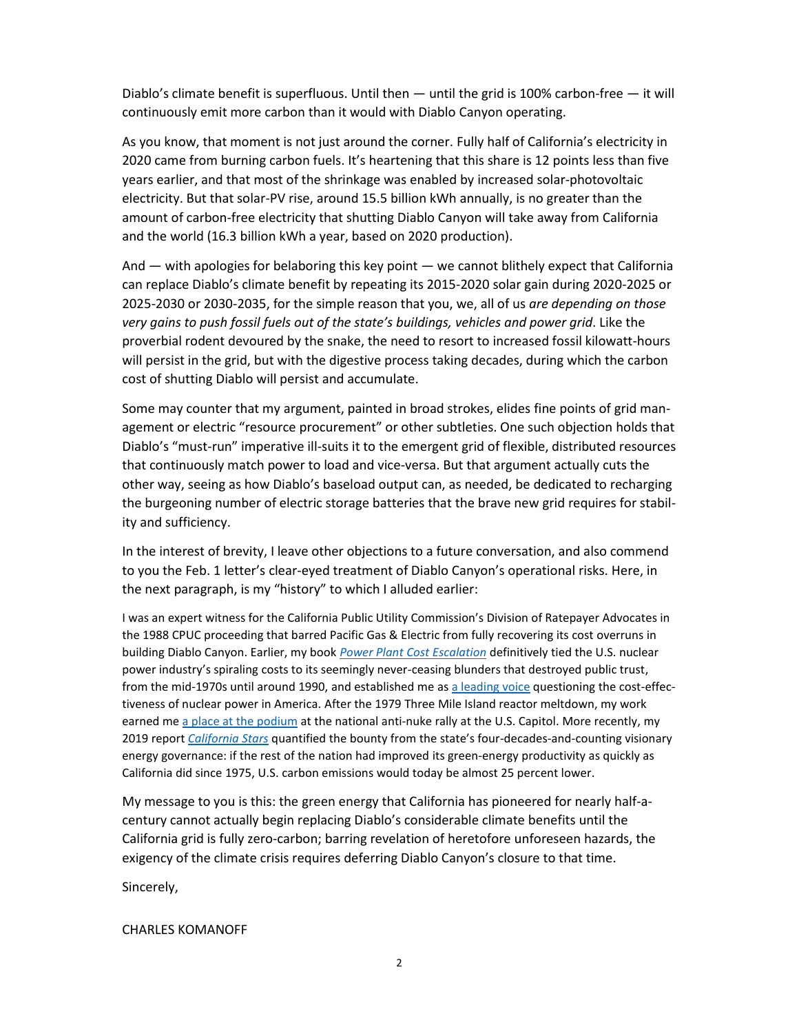Diablo's climate benefit is superfluous. Until then — until the grid is 100% carbon-free — it will continuously emit more carbon than it would with Diablo Canyon operating.

As you know, that moment is not just around the corner. Fully half of California's electricity in 2020 came from burning carbon fuels. It's heartening that this share is 12 points less than five years earlier, and that most of the shrinkage was enabled by increased solar-photovoltaic electricity. But that solar-PV rise, around 15.5 billion kWh annually, is no greater than the amount of carbon-free electricity that shutting Diablo Canyon will take away from California and the world (16.3 billion kWh a year, based on 2020 production).

And — with apologies for belaboring this key point — we cannot blithely expect that California can replace Diablo's climate benefit by repeating its 2015-2020 solar gain during 2020-2025 or 2025-2030 or 2030-2035, for the simple reason that you, we, all of us *are depending on those very gains to push fossil fuels out of the state's buildings, vehicles and power grid*. Like the proverbial rodent devoured by the snake, the need to resort to increased fossil kilowatt-hours will persist in the grid, but with the digestive process taking decades, during which the carbon cost of shutting Diablo will persist and accumulate.

Some may counter that my argument, painted in broad strokes, elides fine points of grid management or electric "resource procurement" or other subtleties. One such objection holds that Diablo's "must-run" imperative ill-suits it to the emergent grid of flexible, distributed resources that continuously match power to load and vice-versa. But that argument actually cuts the other way, seeing as how Diablo's baseload output can, as needed, be dedicated to recharging the burgeoning number of electric storage batteries that the brave new grid requires for stability and sufficiency.

In the interest of brevity, I leave other objections to a future conversation, and also commend to you the Feb. 1 letter's clear-eyed treatment of Diablo Canyon's operational risks. Here, in the next paragraph, is my "history" to which I alluded earlier:

I was an expert witness for the California Public Utility Commission's Division of Ratepayer Advocates in the 1988 CPUC proceeding that barred Pacific Gas & Electric from fully recovering its cost overruns in building Diablo Canyon. Earlier, my book *Power Plant Cost Escalation* definitively tied the U.S. nuclear power industry's spiraling costs to its seemingly never-ceasing blunders that destroyed public trust, from the mid-1970s until around 1990, and established me as a leading voice questioning the cost-effectiveness of nuclear power in America. After the 1979 Three Mile Island reactor meltdown, my work earned me a place at the podium at the national anti-nuke rally at the U.S. Capitol. More recently, my 2019 report *California Stars* quantified the bounty from the state's four-decades-and-counting visionary energy governance: if the rest of the nation had improved its green-energy productivity as quickly as California did since 1975, U.S. carbon emissions would today be almost 25 percent lower.

My message to you is this: the green energy that California has pioneered for nearly half-a-century cannot actually begin replacing Diablo's considerable climate benefits until the California grid is fully zero-carbon; barring revelation of heretofore unforeseen hazards, the exigency of the climate crisis requires deferring Diablo Canyon's closure to that time.

Sincerely,

CHARLES KOMANOFF